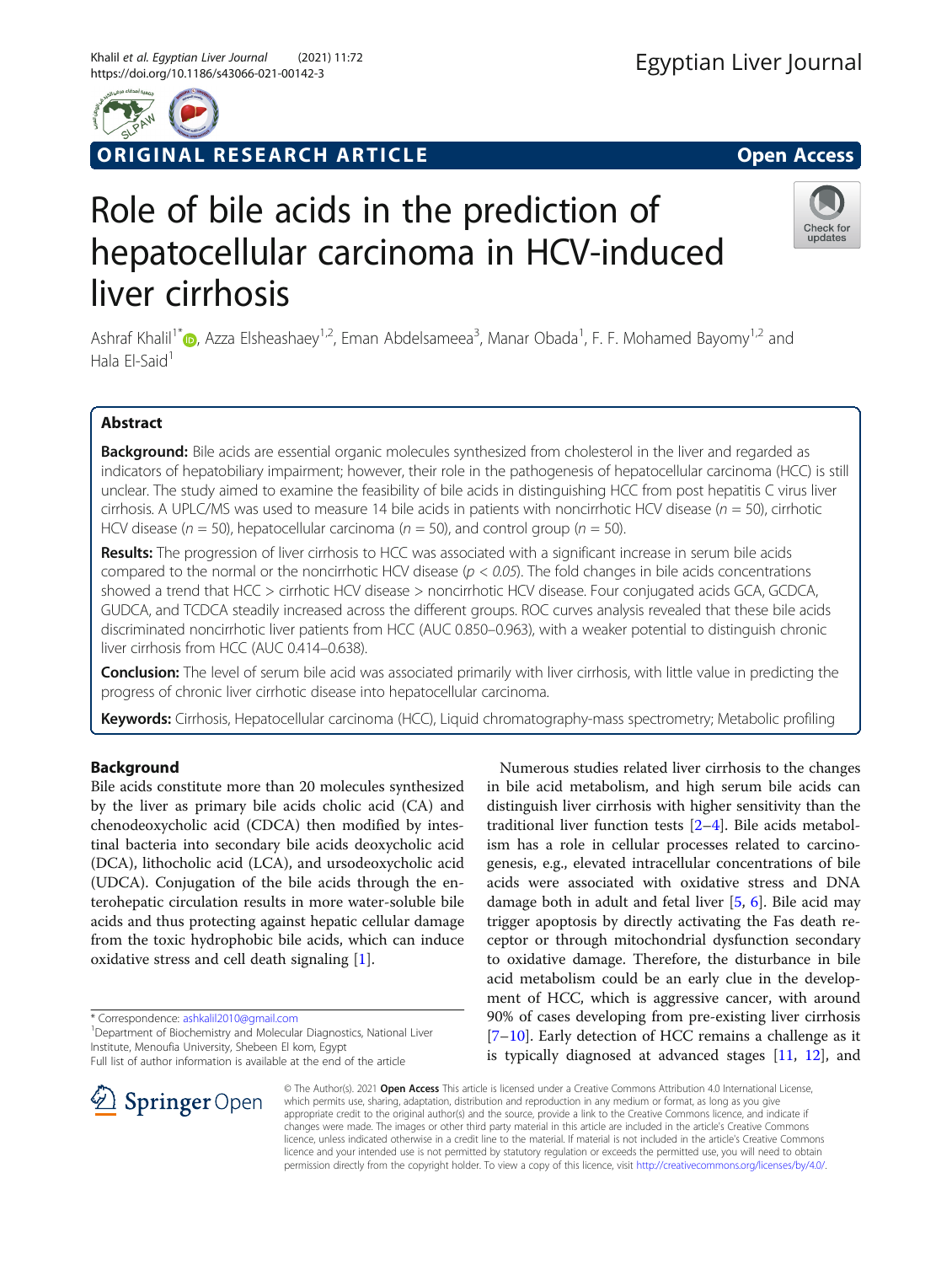ORIGINAL RESEARCH ARTICLE

Open Access

# Role of bile acids in the prediction of hepatocellular carcinoma in HCV-induced liver cirrhosis

Ashraf Khalil[1*], Azza Elsheashaey[1,2], Eman Abdelsameea[3], Manar Obada[1], F. F. Mohamed Bayomy[1,2] and Hala El-Said[1]

## Abstract

**Background:** Bile acids are essential organic molecules synthesized from cholesterol in the liver and regarded as indicators of hepatobiliary impairment; however, their role in the pathogenesis of hepatocellular carcinoma (HCC) is still unclear. The study aimed to examine the feasibility of bile acids in distinguishing HCC from post hepatitis C virus liver cirrhosis. A UPLC/MS was used to measure 14 bile acids in patients with noncirrhotic HCV disease ($n = 50$), cirrhotic HCV disease ($n = 50$), hepatocellular carcinoma ($n = 50$), and control group ($n = 50$).

**Results:** The progression of liver cirrhosis to HCC was associated with a significant increase in serum bile acids compared to the normal or the noncirrhotic HCV disease ($p < 0.05$). The fold changes in bile acids concentrations showed a trend that HCC > cirrhotic HCV disease > noncirrhotic HCV disease. Four conjugated acids GCA, GCDCA, GUDCA, and TCDCA steadily increased across the different groups. ROC curves analysis revealed that these bile acids discriminated noncirrhotic liver patients from HCC (AUC 0.850–0.963), with a weaker potential to distinguish chronic liver cirrhosis from HCC (AUC 0.414–0.638).

**Conclusion:** The level of serum bile acid was associated primarily with liver cirrhosis, with little value in predicting the progress of chronic liver cirrhotic disease into hepatocellular carcinoma.

**Keywords:** Cirrhosis, Hepatocellular carcinoma (HCC), Liquid chromatography-mass spectrometry; Metabolic profiling

## Background

Bile acids constitute more than 20 molecules synthesized by the liver as primary bile acids cholic acid (CA) and chenodeoxycholic acid (CDCA) then modified by intestinal bacteria into secondary bile acids deoxycholic acid (DCA), lithocholic acid (LCA), and ursodeoxycholic acid (UDCA). Conjugation of the bile acids through the enterohepatic circulation results in more water-soluble bile acids and thus protecting against hepatic cellular damage from the toxic hydrophobic bile acids, which can induce oxidative stress and cell death signaling [1].

Numerous studies related liver cirrhosis to the changes in bile acid metabolism, and high serum bile acids can distinguish liver cirrhosis with higher sensitivity than the traditional liver function tests [2–4]. Bile acids metabolism has a role in cellular processes related to carcinogenesis, e.g., elevated intracellular concentrations of bile acids were associated with oxidative stress and DNA damage both in adult and fetal liver [5, 6]. Bile acid may trigger apoptosis by directly activating the Fas death receptor or through mitochondrial dysfunction secondary to oxidative damage. Therefore, the disturbance in bile acid metabolism could be an early clue in the development of HCC, which is aggressive cancer, with around 90% of cases developing from pre-existing liver cirrhosis [7–10]. Early detection of HCC remains a challenge as it is typically diagnosed at advanced stages [11, 12], and

* Correspondence: ashkalil2010@gmail.com
[1]Department of Biochemistry and Molecular Diagnostics, National Liver Institute, Menoufia University, Shebeen El kom, Egypt
Full list of author information is available at the end of the article

© The Author(s). 2021 **Open Access** This article is licensed under a Creative Commons Attribution 4.0 International License, which permits use, sharing, adaptation, distribution and reproduction in any medium or format, as long as you give appropriate credit to the original author(s) and the source, provide a link to the Creative Commons licence, and indicate if changes were made. The images or other third party material in this article are included in the article's Creative Commons licence, unless indicated otherwise in a credit line to the material. If material is not included in the article's Creative Commons licence and your intended use is not permitted by statutory regulation or exceeds the permitted use, you will need to obtain permission directly from the copyright holder. To view a copy of this licence, visit http://creativecommons.org/licenses/by/4.0/.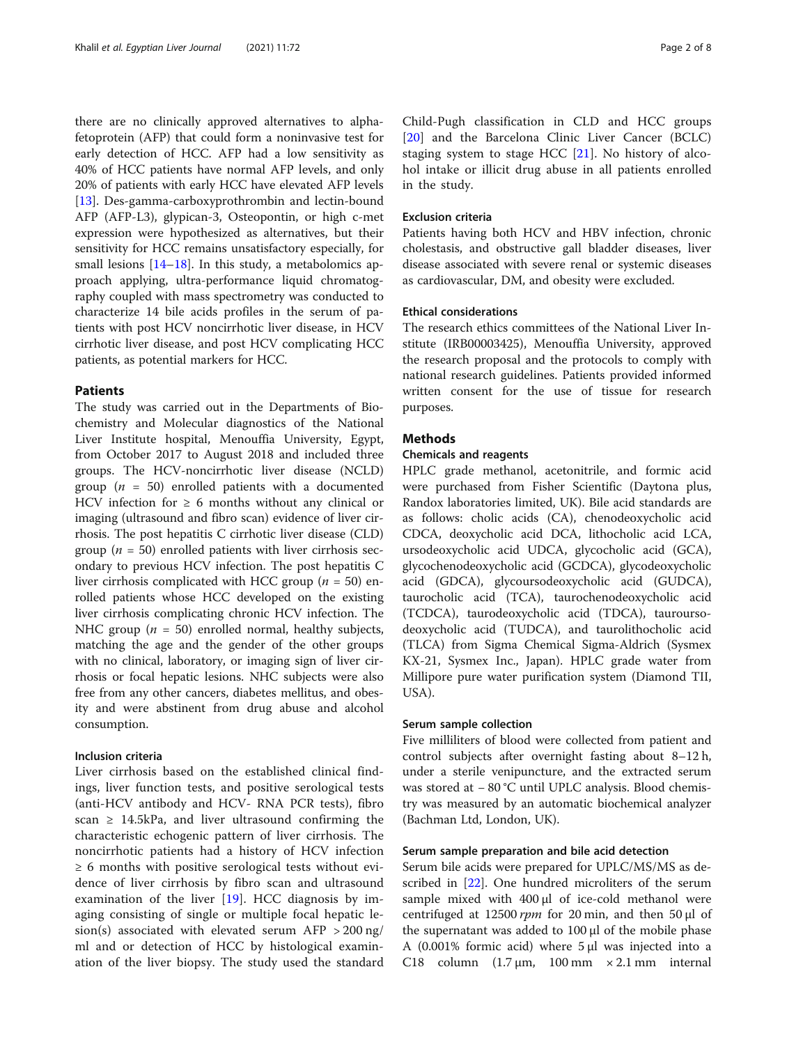there are no clinically approved alternatives to alpha-fetoprotein (AFP) that could form a noninvasive test for early detection of HCC. AFP had a low sensitivity as 40% of HCC patients have normal AFP levels, and only 20% of patients with early HCC have elevated AFP levels [13]. Des-gamma-carboxyprothrombin and lectin-bound AFP (AFP-L3), glypican-3, Osteopontin, or high c-met expression were hypothesized as alternatives, but their sensitivity for HCC remains unsatisfactory especially, for small lesions [14–18]. In this study, a metabolomics approach applying, ultra-performance liquid chromatography coupled with mass spectrometry was conducted to characterize 14 bile acids profiles in the serum of patients with post HCV noncirrhotic liver disease, in HCV cirrhotic liver disease, and post HCV complicating HCC patients, as potential markers for HCC.

## Patients

The study was carried out in the Departments of Biochemistry and Molecular diagnostics of the National Liver Institute hospital, Menouffia University, Egypt, from October 2017 to August 2018 and included three groups. The HCV-noncirrhotic liver disease (NCLD) group ($n$ = 50) enrolled patients with a documented HCV infection for ≥ 6 months without any clinical or imaging (ultrasound and fibro scan) evidence of liver cirrhosis. The post hepatitis C cirrhotic liver disease (CLD) group ($n$ = 50) enrolled patients with liver cirrhosis secondary to previous HCV infection. The post hepatitis C liver cirrhosis complicated with HCC group ($n$ = 50) enrolled patients whose HCC developed on the existing liver cirrhosis complicating chronic HCV infection. The NHC group ($n$ = 50) enrolled normal, healthy subjects, matching the age and the gender of the other groups with no clinical, laboratory, or imaging sign of liver cirrhosis or focal hepatic lesions. NHC subjects were also free from any other cancers, diabetes mellitus, and obesity and were abstinent from drug abuse and alcohol consumption.

### Inclusion criteria

Liver cirrhosis based on the established clinical findings, liver function tests, and positive serological tests (anti-HCV antibody and HCV- RNA PCR tests), fibro scan ≥ 14.5kPa, and liver ultrasound confirming the characteristic echogenic pattern of liver cirrhosis. The noncirrhotic patients had a history of HCV infection ≥ 6 months with positive serological tests without evidence of liver cirrhosis by fibro scan and ultrasound examination of the liver [19]. HCC diagnosis by imaging consisting of single or multiple focal hepatic lesion(s) associated with elevated serum AFP > 200 ng/ml and or detection of HCC by histological examination of the liver biopsy. The study used the standard Child-Pugh classification in CLD and HCC groups [20] and the Barcelona Clinic Liver Cancer (BCLC) staging system to stage HCC [21]. No history of alcohol intake or illicit drug abuse in all patients enrolled in the study.

### Exclusion criteria

Patients having both HCV and HBV infection, chronic cholestasis, and obstructive gall bladder diseases, liver disease associated with severe renal or systemic diseases as cardiovascular, DM, and obesity were excluded.

### Ethical considerations

The research ethics committees of the National Liver Institute (IRB00003425), Menouffia University, approved the research proposal and the protocols to comply with national research guidelines. Patients provided informed written consent for the use of tissue for research purposes.

## Methods

### Chemicals and reagents

HPLC grade methanol, acetonitrile, and formic acid were purchased from Fisher Scientific (Daytona plus, Randox laboratories limited, UK). Bile acid standards are as follows: cholic acids (CA), chenodeoxycholic acid CDCA, deoxycholic acid DCA, lithocholic acid LCA, ursodeoxycholic acid UDCA, glycocholic acid (GCA), glycochenodeoxycholic acid (GCDCA), glycodeoxycholic acid (GDCA), glycoursodeoxycholic acid (GUDCA), taurocholic acid (TCA), taurochenodeoxycholic acid (TCDCA), taurodeoxycholic acid (TDCA), tauroursodeoxycholic acid (TUDCA), and taurolithocholic acid (TLCA) from Sigma Chemical Sigma-Aldrich (Sysmex KX-21, Sysmex Inc., Japan). HPLC grade water from Millipore pure water purification system (Diamond TII, USA).

### Serum sample collection

Five milliliters of blood were collected from patient and control subjects after overnight fasting about 8–12 h, under a sterile venipuncture, and the extracted serum was stored at − 80 °C until UPLC analysis. Blood chemistry was measured by an automatic biochemical analyzer (Bachman Ltd, London, UK).

### Serum sample preparation and bile acid detection

Serum bile acids were prepared for UPLC/MS/MS as described in [22]. One hundred microliters of the serum sample mixed with 400 µl of ice-cold methanol were centrifuged at 12500 *rpm* for 20 min, and then 50 µl of the supernatant was added to 100 µl of the mobile phase A (0.001% formic acid) where 5 µl was injected into a C18 column (1.7 µm, 100 mm × 2.1 mm internal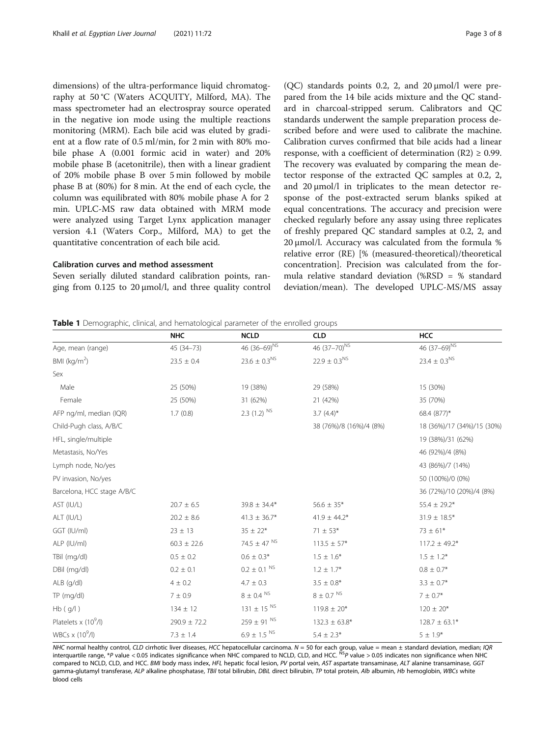dimensions) of the ultra-performance liquid chromatography at 50 °C (Waters ACQUITY, Milford, MA). The mass spectrometer had an electrospray source operated in the negative ion mode using the multiple reactions monitoring (MRM). Each bile acid was eluted by gradient at a flow rate of 0.5 ml/min, for 2 min with 80% mobile phase A (0.001 formic acid in water) and 20% mobile phase B (acetonitrile), then with a linear gradient of 20% mobile phase B over 5 min followed by mobile phase B at (80%) for 8 min. At the end of each cycle, the column was equilibrated with 80% mobile phase A for 2 min. UPLC-MS raw data obtained with MRM mode were analyzed using Target Lynx application manager version 4.1 (Waters Corp., Milford, MA) to get the quantitative concentration of each bile acid.

## Calibration curves and method assessment

Seven serially diluted standard calibration points, ranging from 0.125 to 20 μmol/l, and three quality control (QC) standards points 0.2, 2, and 20 μmol/l were prepared from the 14 bile acids mixture and the QC standard in charcoal-stripped serum. Calibrators and QC standards underwent the sample preparation process described before and were used to calibrate the machine. Calibration curves confirmed that bile acids had a linear response, with a coefficient of determination ($R^2$) ≥ 0.99. The recovery was evaluated by comparing the mean detector response of the extracted QC samples at 0.2, 2, and 20 μmol/l in triplicates to the mean detector response of the post-extracted serum blanks spiked at equal concentrations. The accuracy and precision were checked regularly before any assay using three replicates of freshly prepared QC standard samples at 0.2, 2, and 20 μmol/l. Accuracy was calculated from the formula % relative error (RE) [% (measured-theoretical)/theoretical concentration]. Precision was calculated from the formula relative standard deviation (%RSD = % standard deviation/mean). The developed UPLC-MS/MS assay

**Table 1** Demographic, clinical, and hematological parameter of the enrolled groups

| | NHC | NCLD | CLD | HCC |
|---|---|---|---|---|
| Age, mean (range) | 45 (34–73) | 46 (36–69)[NS] | 46 (37–70)[NS] | 46 (37–69)[NS] |
| BMI (kg/m²) | 23.5 ± 0.4 | 23.6 ± 0.3[NS] | 22.9 ± 0.3[NS] | 23.4 ± 0.3[NS] |
| Sex | | | | |
| Male | 25 (50%) | 19 (38%) | 29 (58%) | 15 (30%) |
| Female | 25 (50%) | 31 (62%) | 21 (42%) | 35 (70%) |
| AFP ng/ml, median (IQR) | 1.7 (0.8) | 2.3 (1.2) [NS] | 3.7 (4.4)* | 68.4 (877)* |
| Child-Pugh class, A/B/C | | | 38 (76%)/8 (16%)/4 (8%) | 18 (36%)/17 (34%)/15 (30%) |
| HFL, single/multiple | | | | 19 (38%)/31 (62%) |
| Metastasis, No/Yes | | | | 46 (92%)/4 (8%) |
| Lymph node, No/yes | | | | 43 (86%)/7 (14%) |
| PV invasion, No/yes | | | | 50 (100%)/0 (0%) |
| Barcelona, HCC stage A/B/C | | | | 36 (72%)/10 (20%)/4 (8%) |
| AST (IU/L) | 20.7 ± 6.5 | 39.8 ± 34.4* | 56.6 ± 35* | 55.4 ± 29.2* |
| ALT (IU/L) | 20.2 ± 8.6 | 41.3 ± 36.7* | 41.9 ± 44.2* | 31.9 ± 18.5* |
| GGT (IU/ml) | 23 ± 13 | 35 ± 22* | 71 ± 53* | 73 ± 61* |
| ALP (IU/ml) | 60.3 ± 22.6 | 74.5 ± 47 [NS] | 113.5 ± 57* | 117.2 ± 49.2* |
| TBil (mg/dl) | 0.5 ± 0.2 | 0.6 ± 0.3* | 1.5 ± 1.6* | 1.5 ± 1.2* |
| DBil (mg/dl) | 0.2 ± 0.1 | 0.2 ± 0.1 [NS] | 1.2 ± 1.7* | 0.8 ± 0.7* |
| ALB (g/dl) | 4 ± 0.2 | 4.7 ± 0.3 | 3.5 ± 0.8* | 3.3 ± 0.7* |
| TP (mg/dl) | 7 ± 0.9 | 8 ± 0.4 [NS] | 8 ± 0.7 [NS] | 7 ± 0.7* |
| Hb ( g/l ) | 134 ± 12 | 131 ± 15 [NS] | 119.8 ± 20* | 120 ± 20* |
| Platelets x ($10^9$/l) | 290.9 ± 72.2 | 259 ± 91 [NS] | 132.3 ± 63.8* | 128.7 ± 63.1* |
| WBCs x ($10^9$/l) | 7.3 ± 1.4 | 6.9 ± 1.5 [NS] | 5.4 ± 2.3* | 5 ± 1.9* |

*NHC* normal healthy control, *CLD* cirrhotic liver diseases, *HCC* hepatocellular carcinoma. *N* = 50 for each group, value = mean ± standard deviation, median; *IQR* interquartile range, \**P* value < 0.05 indicates significance when NHC compared to NCLD, CLD, and HCC. [NS]*P* value > 0.05 indicates non significance when NHC compared to NCLD, CLD, and HCC. *BMI* body mass index, *HFL* hepatic focal lesion, *PV* portal vein, *AST* aspartate transaminase, *ALT* alanine transaminase, *GGT* gamma-glutamyl transferase, *ALP* alkaline phosphatase, *TBil* total bilirubin, *DBiL* direct bilirubin, *TP* total protein, *Alb* albumin, *Hb* hemoglobin, *WBCs* white blood cells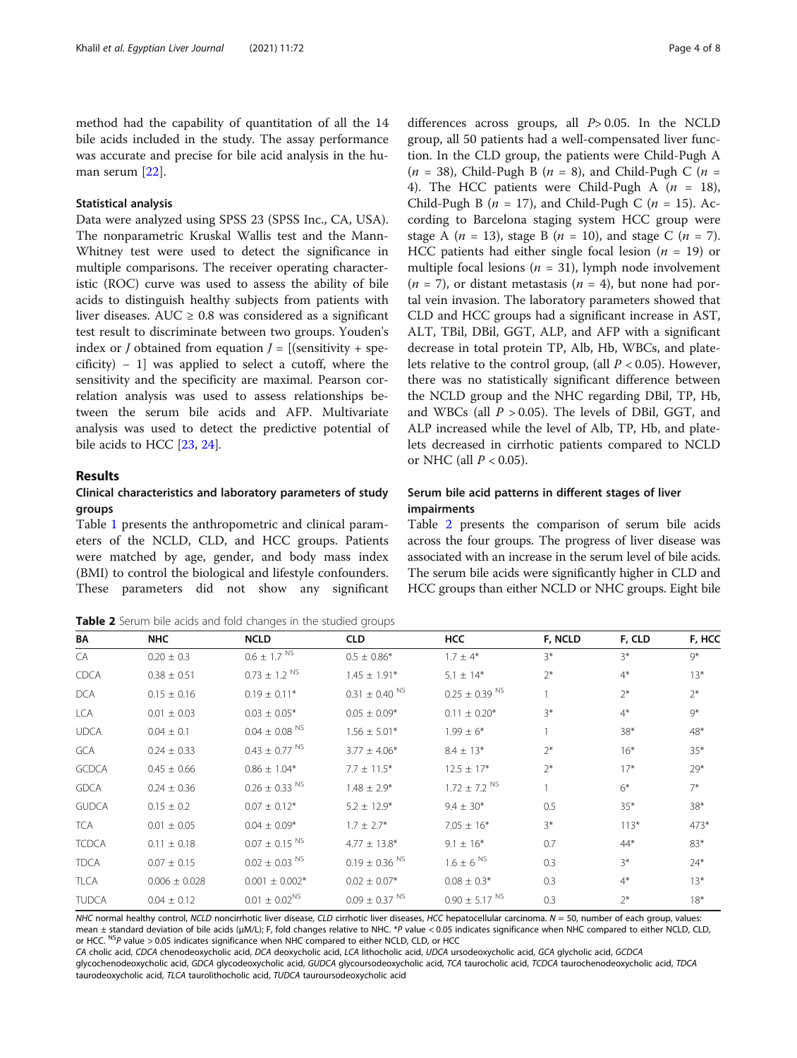method had the capability of quantitation of all the 14 bile acids included in the study. The assay performance was accurate and precise for bile acid analysis in the human serum [22].

### Statistical analysis

Data were analyzed using SPSS 23 (SPSS Inc., CA, USA). The nonparametric Kruskal Wallis test and the Mann-Whitney test were used to detect the significance in multiple comparisons. The receiver operating characteristic (ROC) curve was used to assess the ability of bile acids to distinguish healthy subjects from patients with liver diseases. AUC ≥ 0.8 was considered as a significant test result to discriminate between two groups. Youden's index or $J$ obtained from equation $J$ = [(sensitivity + specificity) − 1] was applied to select a cutoff, where the sensitivity and the specificity are maximal. Pearson correlation analysis was used to assess relationships between the serum bile acids and AFP. Multivariate analysis was used to detect the predictive potential of bile acids to HCC [23, 24].

## Results

### Clinical characteristics and laboratory parameters of study groups

Table 1 presents the anthropometric and clinical parameters of the NCLD, CLD, and HCC groups. Patients were matched by age, gender, and body mass index (BMI) to control the biological and lifestyle confounders. These parameters did not show any significant differences across groups, all $P$> 0.05. In the NCLD group, all 50 patients had a well-compensated liver function. In the CLD group, the patients were Child-Pugh A ($n$ = 38), Child-Pugh B ($n$ = 8), and Child-Pugh C ($n$ = 4). The HCC patients were Child-Pugh A ($n$ = 18), Child-Pugh B ($n$ = 17), and Child-Pugh C ($n$ = 15). According to Barcelona staging system HCC group were stage A ($n$ = 13), stage B ($n$ = 10), and stage C ($n$ = 7). HCC patients had either single focal lesion ($n$ = 19) or multiple focal lesions ($n$ = 31), lymph node involvement ($n$ = 7), or distant metastasis ($n$ = 4), but none had portal vein invasion. The laboratory parameters showed that CLD and HCC groups had a significant increase in AST, ALT, TBil, DBil, GGT, ALP, and AFP with a significant decrease in total protein TP, Alb, Hb, WBCs, and platelets relative to the control group, (all $P$ < 0.05). However, there was no statistically significant difference between the NCLD group and the NHC regarding DBil, TP, Hb, and WBCs (all $P$ > 0.05). The levels of DBil, GGT, and ALP increased while the level of Alb, TP, Hb, and platelets decreased in cirrhotic patients compared to NCLD or NHC (all $P$ < 0.05).

### Serum bile acid patterns in different stages of liver impairments

Table 2 presents the comparison of serum bile acids across the four groups. The progress of liver disease was associated with an increase in the serum level of bile acids. The serum bile acids were significantly higher in CLD and HCC groups than either NCLD or NHC groups. Eight bile

**Table 2** Serum bile acids and fold changes in the studied groups

| BA | NHC | NCLD | CLD | HCC | F, NCLD | F, CLD | F, HCC |
|---|---|---|---|---|---|---|---|
| CA | 0.20 ± 0.3 | 0.6 ± 1.7 NS | 0.5 ± 0.86* | 1.7 ± 4* | 3* | 3* | 9* |
| CDCA | 0.38 ± 0.51 | 0.73 ± 1.2 NS | 1.45 ± 1.91* | 5.1 ± 14* | 2* | 4* | 13* |
| DCA | 0.15 ± 0.16 | 0.19 ± 0.11* | 0.31 ± 0.40 NS | 0.25 ± 0.39 NS | 1 | 2* | 2* |
| LCA | 0.01 ± 0.03 | 0.03 ± 0.05* | 0.05 ± 0.09* | 0.11 ± 0.20* | 3* | 4* | 9* |
| UDCA | 0.04 ± 0.1 | 0.04 ± 0.08 NS | 1.56 ± 5.01* | 1.99 ± 6* | 1 | 38* | 48* |
| GCA | 0.24 ± 0.33 | 0.43 ± 0.77 NS | 3.77 ± 4.06* | 8.4 ± 13* | 2* | 16* | 35* |
| GCDCA | 0.45 ± 0.66 | 0.86 ± 1.04* | 7.7 ± 11.5* | 12.5 ± 17* | 2* | 17* | 29* |
| GDCA | 0.24 ± 0.36 | 0.26 ± 0.33 NS | 1.48 ± 2.9* | 1.72 ± 7.2 NS | 1 | 6* | 7* |
| GUDCA | 0.15 ± 0.2 | 0.07 ± 0.12* | 5.2 ± 12.9* | 9.4 ± 30* | 0.5 | 35* | 38* |
| TCA | 0.01 ± 0.05 | 0.04 ± 0.09* | 1.7 ± 2.7* | 7.05 ± 16* | 3* | 113* | 473* |
| TCDCA | 0.11 ± 0.18 | 0.07 ± 0.15 NS | 4.77 ± 13.8* | 9.1 ± 16* | 0.7 | 44* | 83* |
| TDCA | 0.07 ± 0.15 | 0.02 ± 0.03 NS | 0.19 ± 0.36 NS | 1.6 ± 6 NS | 0.3 | 3* | 24* |
| TLCA | 0.006 ± 0.028 | 0.001 ± 0.002* | 0.02 ± 0.07* | 0.08 ± 0.3* | 0.3 | 4* | 13* |
| TUDCA | 0.04 ± 0.12 | 0.01 ± 0.02NS | 0.09 ± 0.37 NS | 0.90 ± 5.17 NS | 0.3 | 2* | 18* |

*NHC* normal healthy control, *NCLD* noncirrhotic liver disease, *CLD* cirrhotic liver diseases, *HCC* hepatocellular carcinoma. $N$ = 50, number of each group, values: mean ± standard deviation of bile acids (μM/L); F, fold changes relative to NHC. *$P$ value < 0.05 indicates significance when NHC compared to either NCLD, CLD, or HCC. NS $P$ value > 0.05 indicates significance when NHC compared to either NCLD, CLD, or HCC

*CA* cholic acid, *CDCA* chenodeoxycholic acid, *DCA* deoxycholic acid, *LCA* lithocholic acid, *UDCA* ursodeoxycholic acid, *GCA* glycholic acid, *GCDCA* glycochenodeoxycholic acid, *GDCA* glycodeoxycholic acid, *GUDCA* glycoursodeoxycholic acid, *TCA* taurocholic acid, *TCDCA* taurochenodeoxycholic acid, *TDCA* taurodeoxycholic acid, *TLCA* taurolithocholic acid, *TUDCA* tauroursodeoxycholic acid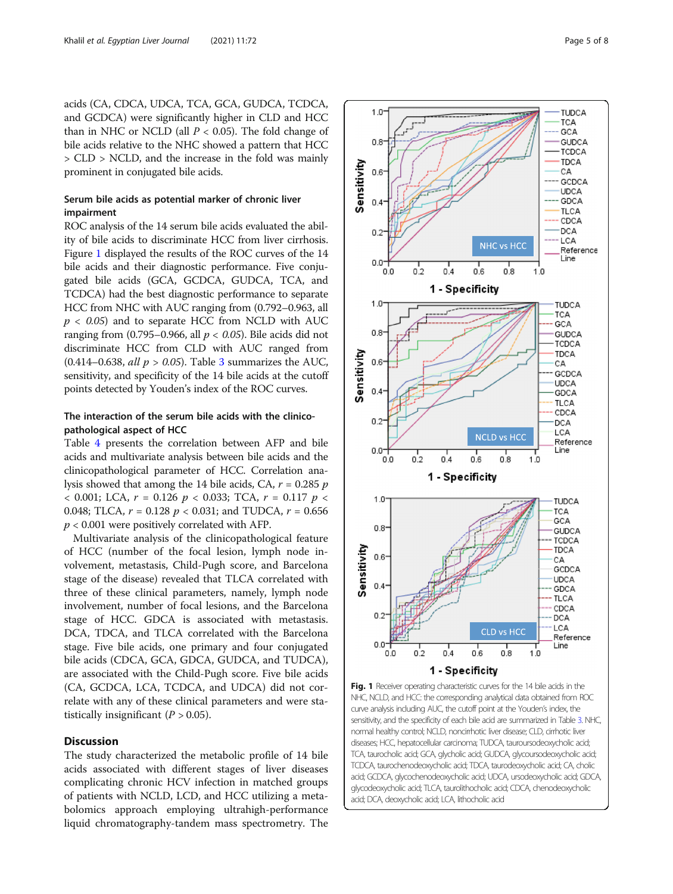acids (CA, CDCA, UDCA, TCA, GCA, GUDCA, TCDCA, and GCDCA) were significantly higher in CLD and HCC than in NHC or NCLD (all $P < 0.05$). The fold change of bile acids relative to the NHC showed a pattern that HCC > CLD > NCLD, and the increase in the fold was mainly prominent in conjugated bile acids.

### Serum bile acids as potential marker of chronic liver impairment

ROC analysis of the 14 serum bile acids evaluated the ability of bile acids to discriminate HCC from liver cirrhosis. Figure 1 displayed the results of the ROC curves of the 14 bile acids and their diagnostic performance. Five conjugated bile acids (GCA, GCDCA, GUDCA, TCA, and TCDCA) had the best diagnostic performance to separate HCC from NHC with AUC ranging from (0.792–0.963, all $p < 0.05$) and to separate HCC from NCLD with AUC ranging from (0.795–0.966, all $p < 0.05$). Bile acids did not discriminate HCC from CLD with AUC ranged from (0.414–0.638, *all* $p > 0.05$). Table 3 summarizes the AUC, sensitivity, and specificity of the 14 bile acids at the cutoff points detected by Youden's index of the ROC curves.

### The interaction of the serum bile acids with the clinicopathological aspect of HCC

Table 4 presents the correlation between AFP and bile acids and multivariate analysis between bile acids and the clinicopathological parameter of HCC. Correlation analysis showed that among the 14 bile acids, CA, $r = 0.285$ $p < 0.001$; LCA, $r = 0.126$ $p < 0.033$; TCA, $r = 0.117$ $p < 0.048$; TLCA, $r = 0.128$ $p < 0.031$; and TUDCA, $r = 0.656$ $p < 0.001$ were positively correlated with AFP.

Multivariate analysis of the clinicopathological feature of HCC (number of the focal lesion, lymph node involvement, metastasis, Child-Pugh score, and Barcelona stage of the disease) revealed that TLCA correlated with three of these clinical parameters, namely, lymph node involvement, number of focal lesions, and the Barcelona stage of HCC. GDCA is associated with metastasis. DCA, TDCA, and TLCA correlated with the Barcelona stage. Five bile acids, one primary and four conjugated bile acids (CDCA, GCA, GDCA, GUDCA, and TUDCA), are associated with the Child-Pugh score. Five bile acids (CA, GCDCA, LCA, TCDCA, and UDCA) did not correlate with any of these clinical parameters and were statistically insignificant ($P > 0.05$).

## Discussion

The study characterized the metabolic profile of 14 bile acids associated with different stages of liver diseases complicating chronic HCV infection in matched groups of patients with NCLD, LCD, and HCC utilizing a metabolomics approach employing ultrahigh-performance liquid chromatography-tandem mass spectrometry. The

**Fig. 1** Receiver operating characteristic curves for the 14 bile acids in the NHC, NCLD, and HCC: the corresponding analytical data obtained from ROC curve analysis including AUC, the cutoff point at the Youden's index, the sensitivity, and the specificity of each bile acid are summarized in Table 3. NHC, normal healthy control; NCLD, noncirrhotic liver disease; CLD, cirrhotic liver diseases; HCC, hepatocellular carcinoma; TUDCA, tauroursodeoxycholic acid; TCA, taurocholic acid; GCA, glycholic acid; GUDCA, glycoursodeoxycholic acid; TCDCA, taurochenodeoxycholic acid; TDCA, taurodeoxycholic acid; CA, cholic acid; GCDCA, glycochenodeoxycholic acid; UDCA, ursodeoxycholic acid; GDCA, glycodeoxycholic acid; TLCA, taurolithocholic acid; CDCA, chenodeoxycholic acid; DCA, deoxycholic acid; LCA, lithocholic acid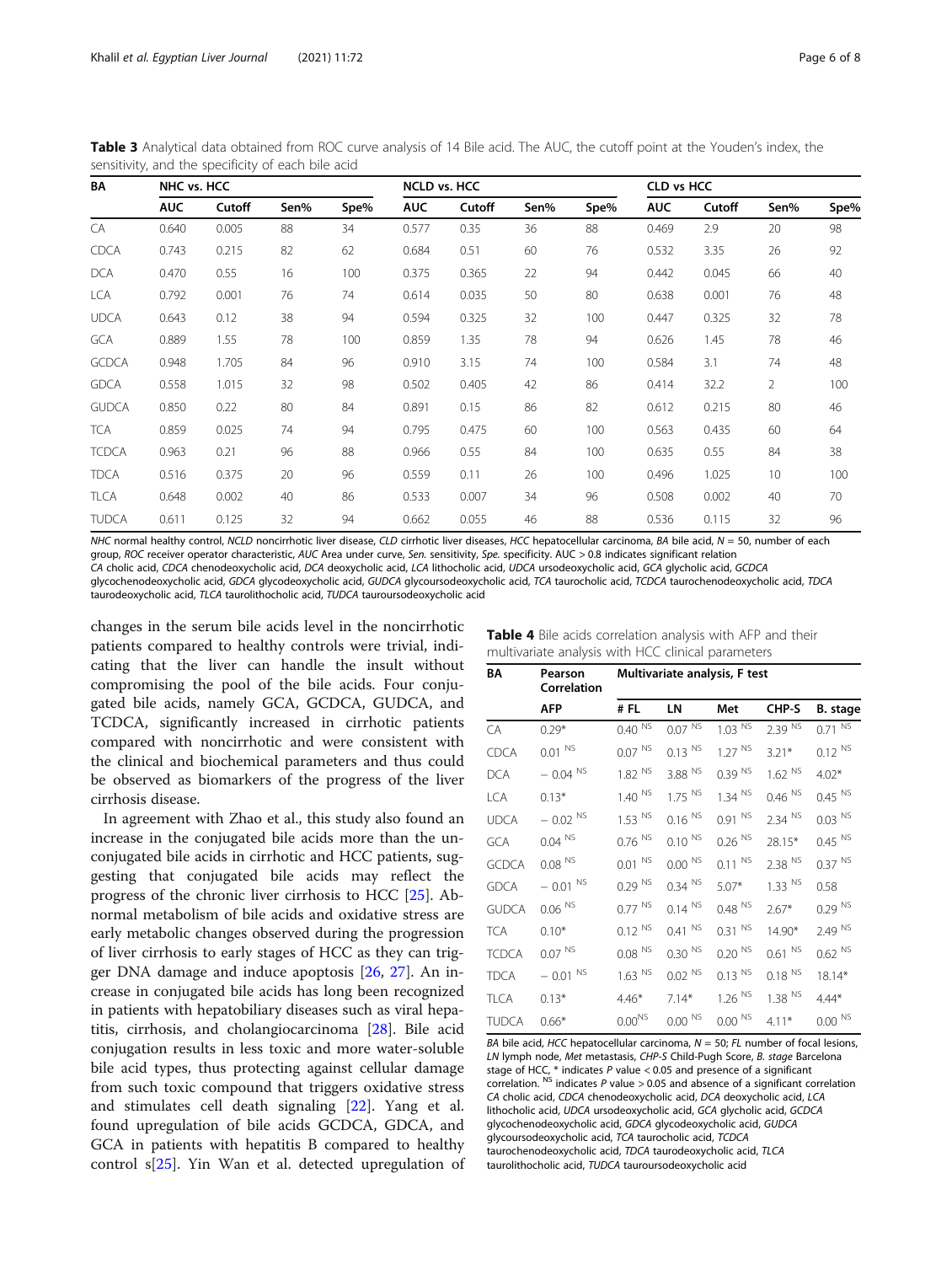**Table 3** Analytical data obtained from ROC curve analysis of 14 Bile acid. The AUC, the cutoff point at the Youden's index, the sensitivity, and the specificity of each bile acid

| BA | NHC vs. HCC | | | | NCLD vs. HCC | | | | CLD vs HCC | | | |
|---|---|---|---|---|---|---|---|---|---|---|---|---|
| | AUC | Cutoff | Sen% | Spe% | AUC | Cutoff | Sen% | Spe% | AUC | Cutoff | Sen% | Spe% |
| CA | 0.640 | 0.005 | 88 | 34 | 0.577 | 0.35 | 36 | 88 | 0.469 | 2.9 | 20 | 98 |
| CDCA | 0.743 | 0.215 | 82 | 62 | 0.684 | 0.51 | 60 | 76 | 0.532 | 3.35 | 26 | 92 |
| DCA | 0.470 | 0.55 | 16 | 100 | 0.375 | 0.365 | 22 | 94 | 0.442 | 0.045 | 66 | 40 |
| LCA | 0.792 | 0.001 | 76 | 74 | 0.614 | 0.035 | 50 | 80 | 0.638 | 0.001 | 76 | 48 |
| UDCA | 0.643 | 0.12 | 38 | 94 | 0.594 | 0.325 | 32 | 100 | 0.447 | 0.325 | 32 | 78 |
| GCA | 0.889 | 1.55 | 78 | 100 | 0.859 | 1.35 | 78 | 94 | 0.626 | 1.45 | 78 | 46 |
| GCDCA | 0.948 | 1.705 | 84 | 96 | 0.910 | 3.15 | 74 | 100 | 0.584 | 3.1 | 74 | 48 |
| GDCA | 0.558 | 1.015 | 32 | 98 | 0.502 | 0.405 | 42 | 86 | 0.414 | 32.2 | 2 | 100 |
| GUDCA | 0.850 | 0.22 | 80 | 84 | 0.891 | 0.15 | 86 | 82 | 0.612 | 0.215 | 80 | 46 |
| TCA | 0.859 | 0.025 | 74 | 94 | 0.795 | 0.475 | 60 | 100 | 0.563 | 0.435 | 60 | 64 |
| TCDCA | 0.963 | 0.21 | 96 | 88 | 0.966 | 0.55 | 84 | 100 | 0.635 | 0.55 | 84 | 38 |
| TDCA | 0.516 | 0.375 | 20 | 96 | 0.559 | 0.11 | 26 | 100 | 0.496 | 1.025 | 10 | 100 |
| TLCA | 0.648 | 0.002 | 40 | 86 | 0.533 | 0.007 | 34 | 96 | 0.508 | 0.002 | 40 | 70 |
| TUDCA | 0.611 | 0.125 | 32 | 94 | 0.662 | 0.055 | 46 | 88 | 0.536 | 0.115 | 32 | 96 |

*NHC* normal healthy control, *NCLD* noncirrhotic liver disease, *CLD* cirrhotic liver diseases, *HCC* hepatocellular carcinoma, *BA* bile acid, *N* = 50, number of each group, *ROC* receiver operator characteristic, *AUC* Area under curve, *Sen.* sensitivity, *Spe.* specificity. AUC > 0.8 indicates significant relation
*CA* cholic acid, *CDCA* chenodeoxycholic acid, *DCA* deoxycholic acid, *LCA* lithocholic acid, *UDCA* ursodeoxycholic acid, *GCA* glycholic acid, *GCDCA* glycochenodeoxycholic acid, *GDCA* glycodeoxycholic acid, *GUDCA* glycoursodeoxycholic acid, *TCA* taurocholic acid, *TCDCA* taurochenodeoxycholic acid, *TDCA* taurodeoxycholic acid, *TLCA* taurolithocholic acid, *TUDCA* tauroursodeoxycholic acid

changes in the serum bile acids level in the noncirrhotic patients compared to healthy controls were trivial, indicating that the liver can handle the insult without compromising the pool of the bile acids. Four conjugated bile acids, namely GCA, GCDCA, GUDCA, and TCDCA, significantly increased in cirrhotic patients compared with noncirrhotic and were consistent with the clinical and biochemical parameters and thus could be observed as biomarkers of the progress of the liver cirrhosis disease.

In agreement with Zhao et al., this study also found an increase in the conjugated bile acids more than the unconjugated bile acids in cirrhotic and HCC patients, suggesting that conjugated bile acids may reflect the progress of the chronic liver cirrhosis to HCC [25]. Abnormal metabolism of bile acids and oxidative stress are early metabolic changes observed during the progression of liver cirrhosis to early stages of HCC as they can trigger DNA damage and induce apoptosis [26, 27]. An increase in conjugated bile acids has long been recognized in patients with hepatobiliary diseases such as viral hepatitis, cirrhosis, and cholangiocarcinoma [28]. Bile acid conjugation results in less toxic and more water-soluble bile acid types, thus protecting against cellular damage from such toxic compound that triggers oxidative stress and stimulates cell death signaling [22]. Yang et al. found upregulation of bile acids GCDCA, GDCA, and GCA in patients with hepatitis B compared to healthy control s[25]. Yin Wan et al. detected upregulation of

**Table 4** Bile acids correlation analysis with AFP and their multivariate analysis with HCC clinical parameters

| BA | Pearson Correlation | Multivariate analysis, F test | | | | |
|---|---|---|---|---|---|---|
| | AFP | # FL | LN | Met | CHP-S | B. stage |
| CA | 0.29* | 0.40 NS | 0.07 NS | 1.03 NS | 2.39 NS | 0.71 NS |
| CDCA | 0.01 NS | 0.07 NS | 0.13 NS | 1.27 NS | 3.21* | 0.12 NS |
| DCA | − 0.04 NS | 1.82 NS | 3.88 NS | 0.39 NS | 1.62 NS | 4.02* |
| LCA | 0.13* | 1.40 NS | 1.75 NS | 1.34 NS | 0.46 NS | 0.45 NS |
| UDCA | − 0.02 NS | 1.53 NS | 0.16 NS | 0.91 NS | 2.34 NS | 0.03 NS |
| GCA | 0.04 NS | 0.76 NS | 0.10 NS | 0.26 NS | 28.15* | 0.45 NS |
| GCDCA | 0.08 NS | 0.01 NS | 0.00 NS | 0.11 NS | 2.38 NS | 0.37 NS |
| GDCA | − 0.01 NS | 0.29 NS | 0.34 NS | 5.07* | 1.33 NS | 0.58 |
| GUDCA | 0.06 NS | 0.77 NS | 0.14 NS | 0.48 NS | 2.67* | 0.29 NS |
| TCA | 0.10* | 0.12 NS | 0.41 NS | 0.31 NS | 14.90* | 2.49 NS |
| TCDCA | 0.07 NS | 0.08 NS | 0.30 NS | 0.20 NS | 0.61 NS | 0.62 NS |
| TDCA | − 0.01 NS | 1.63 NS | 0.02 NS | 0.13 NS | 0.18 NS | 18.14* |
| TLCA | 0.13* | 4.46* | 7.14* | 1.26 NS | 1.38 NS | 4.44* |
| TUDCA | 0.66* | 0.00NS | 0.00 NS | 0.00 NS | 4.11* | 0.00 NS |

*BA* bile acid, *HCC* hepatocellular carcinoma, *N* = 50; *FL* number of focal lesions, *LN* lymph node, *Met* metastasis, *CHP-S* Child-Pugh Score, *B. stage* Barcelona stage of HCC, * indicates *P* value < 0.05 and presence of a significant correlation. NS indicates *P* value > 0.05 and absence of a significant correlation
*CA* cholic acid, *CDCA* chenodeoxycholic acid, *DCA* deoxycholic acid, *LCA* lithocholic acid, *UDCA* ursodeoxycholic acid, *GCA* glycholic acid, *GCDCA* glycochenodeoxycholic acid, *GDCA* glycodeoxycholic acid, *GUDCA* glycoursodeoxycholic acid, *TCA* taurocholic acid, *TCDCA* taurochenodeoxycholic acid, *TDCA* taurodeoxycholic acid, *TLCA* taurolithocholic acid, *TUDCA* tauroursodeoxycholic acid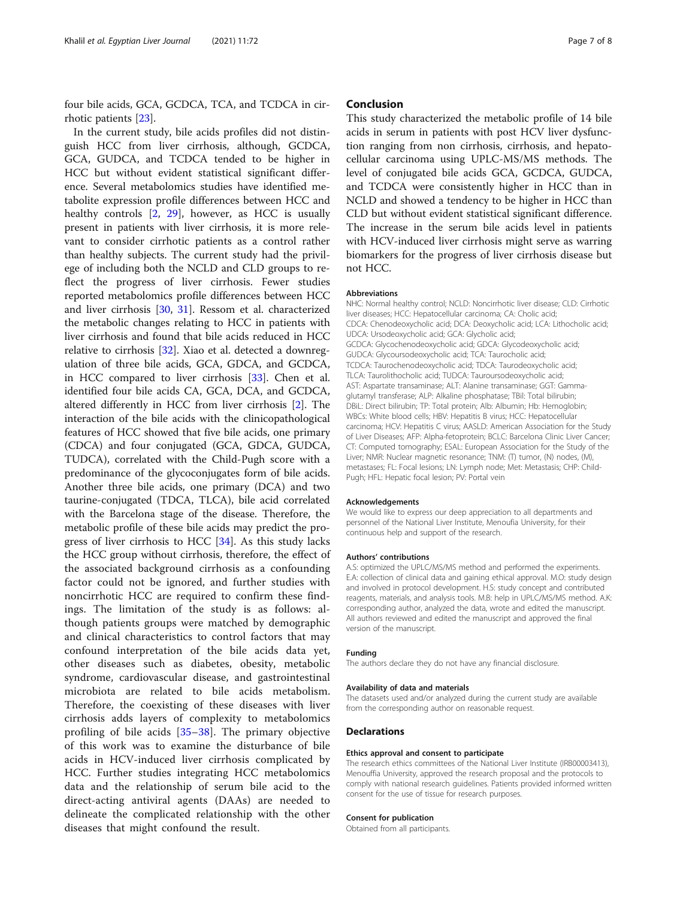four bile acids, GCA, GCDCA, TCA, and TCDCA in cirrhotic patients [23].

In the current study, bile acids profiles did not distinguish HCC from liver cirrhosis, although, GCDCA, GCA, GUDCA, and TCDCA tended to be higher in HCC but without evident statistical significant difference. Several metabolomics studies have identified metabolite expression profile differences between HCC and healthy controls [2, 29], however, as HCC is usually present in patients with liver cirrhosis, it is more relevant to consider cirrhotic patients as a control rather than healthy subjects. The current study had the privilege of including both the NCLD and CLD groups to reflect the progress of liver cirrhosis. Fewer studies reported metabolomics profile differences between HCC and liver cirrhosis [30, 31]. Ressom et al. characterized the metabolic changes relating to HCC in patients with liver cirrhosis and found that bile acids reduced in HCC relative to cirrhosis [32]. Xiao et al. detected a downregulation of three bile acids, GCA, GDCA, and GCDCA, in HCC compared to liver cirrhosis [33]. Chen et al. identified four bile acids CA, GCA, DCA, and GCDCA, altered differently in HCC from liver cirrhosis [2]. The interaction of the bile acids with the clinicopathological features of HCC showed that five bile acids, one primary (CDCA) and four conjugated (GCA, GDCA, GUDCA, TUDCA), correlated with the Child-Pugh score with a predominance of the glycoconjugates form of bile acids. Another three bile acids, one primary (DCA) and two taurine-conjugated (TDCA, TLCA), bile acid correlated with the Barcelona stage of the disease. Therefore, the metabolic profile of these bile acids may predict the progress of liver cirrhosis to HCC [34]. As this study lacks the HCC group without cirrhosis, therefore, the effect of the associated background cirrhosis as a confounding factor could not be ignored, and further studies with noncirrhotic HCC are required to confirm these findings. The limitation of the study is as follows: although patients groups were matched by demographic and clinical characteristics to control factors that may confound interpretation of the bile acids data yet, other diseases such as diabetes, obesity, metabolic syndrome, cardiovascular disease, and gastrointestinal microbiota are related to bile acids metabolism. Therefore, the coexisting of these diseases with liver cirrhosis adds layers of complexity to metabolomics profiling of bile acids [35–38]. The primary objective of this work was to examine the disturbance of bile acids in HCV-induced liver cirrhosis complicated by HCC. Further studies integrating HCC metabolomics data and the relationship of serum bile acid to the direct-acting antiviral agents (DAAs) are needed to delineate the complicated relationship with the other diseases that might confound the result.

## Conclusion

This study characterized the metabolic profile of 14 bile acids in serum in patients with post HCV liver dysfunction ranging from non cirrhosis, cirrhosis, and hepatocellular carcinoma using UPLC-MS/MS methods. The level of conjugated bile acids GCA, GCDCA, GUDCA, and TCDCA were consistently higher in HCC than in NCLD and showed a tendency to be higher in HCC than CLD but without evident statistical significant difference. The increase in the serum bile acids level in patients with HCV-induced liver cirrhosis might serve as warring biomarkers for the progress of liver cirrhosis disease but not HCC.

#### Abbreviations

NHC: Normal healthy control; NCLD: Noncirrhotic liver disease; CLD: Cirrhotic liver diseases; HCC: Hepatocellular carcinoma; CA: Cholic acid; CDCA: Chenodeoxycholic acid; DCA: Deoxycholic acid; LCA: Lithocholic acid; UDCA: Ursodeoxycholic acid; GCA: Glycholic acid; GCDCA: Glycochenodeoxycholic acid; GDCA: Glycodeoxycholic acid; GUDCA: Glycoursodeoxycholic acid; TCA: Taurocholic acid; TCDCA: Taurochenodeoxycholic acid; TDCA: Taurodeoxycholic acid; TLCA: Taurolithocholic acid; TUDCA: Tauroursodeoxycholic acid; AST: Aspartate transaminase; ALT: Alanine transaminase; GGT: Gamma-glutamyl transferase; ALP: Alkaline phosphatase; TBil: Total bilirubin; DBiL: Direct bilirubin; TP: Total protein; Alb: Albumin; Hb: Hemoglobin; WBCs: White blood cells; HBV: Hepatitis B virus; HCC: Hepatocellular carcinoma; HCV: Hepatitis C virus; AASLD: American Association for the Study of Liver Diseases; AFP: Alpha-fetoprotein; BCLC: Barcelona Clinic Liver Cancer; CT: Computed tomography; ESAL: European Association for the Study of the Liver; NMR: Nuclear magnetic resonance; TNM: (T) tumor, (N) nodes, (M), metastases; FL: Focal lesions; LN: Lymph node; Met: Metastasis; CHP: Child-Pugh; HFL: Hepatic focal lesion; PV: Portal vein

#### Acknowledgements

We would like to express our deep appreciation to all departments and personnel of the National Liver Institute, Menoufia University, for their continuous help and support of the research.

#### Authors' contributions

A.S: optimized the UPLC/MS/MS method and performed the experiments. E.A: collection of clinical data and gaining ethical approval. M.O: study design and involved in protocol development. H.S: study concept and contributed reagents, materials, and analysis tools. M.B: help in UPLC/MS/MS method. A.K: corresponding author, analyzed the data, wrote and edited the manuscript. All authors reviewed and edited the manuscript and approved the final version of the manuscript.

#### Funding

The authors declare they do not have any financial disclosure.

#### Availability of data and materials

The datasets used and/or analyzed during the current study are available from the corresponding author on reasonable request.

## Declarations

#### Ethics approval and consent to participate

The research ethics committees of the National Liver Institute (IRB00003413), Menouffia University, approved the research proposal and the protocols to comply with national research guidelines. Patients provided informed written consent for the use of tissue for research purposes.

#### Consent for publication

Obtained from all participants.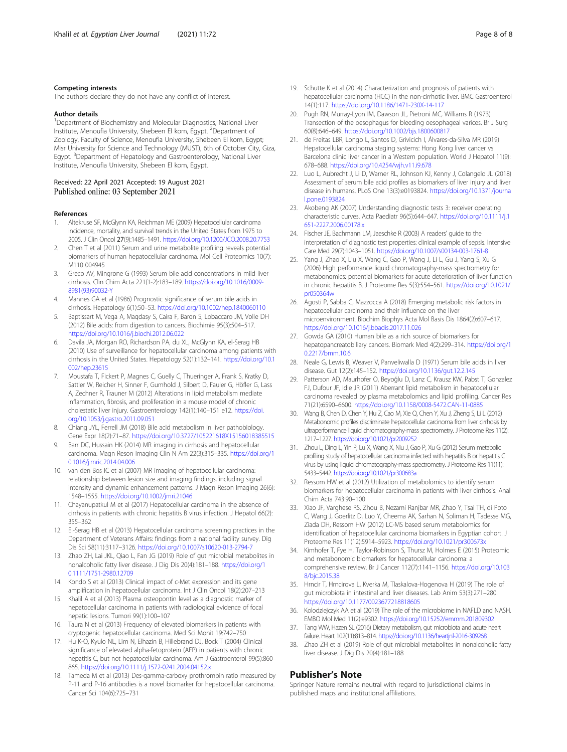#### Competing interests

The authors declare they do not have any conflict of interest.

#### Author details

[1]Department of Biochemistry and Molecular Diagnostics, National Liver Institute, Menoufia University, Shebeen El kom, Egypt. [2]Department of Zoology, Faculty of Science, Menoufia University, Shebeen El kom, Egypt; Misr University for Science and Technology (MUST), 6th of October City, Giza, Egypt. [3]Department of Hepatology and Gastroenterology, National Liver Institute, Menoufia University, Shebeen El kom, Egypt.

Received: 22 April 2021 Accepted: 19 August 2021
Published online: 03 September 2021

#### References

1. Altekruse SF, McGlynn KA, Reichman ME (2009) Hepatocellular carcinoma incidence, mortality, and survival trends in the United States from 1975 to 2005. J Clin Oncol **27**(9):1485–1491. https://doi.org/10.1200/JCO.2008.20.7753
2. Chen T et al (2011) Serum and urine metabolite profiling reveals potential biomarkers of human hepatocellular carcinoma. Mol Cell Proteomics 10(7): M110 004945
3. Greco AV, Mingrone G (1993) Serum bile acid concentrations in mild liver cirrhosis. Clin Chim Acta 221(1-2):183–189. https://doi.org/10.1016/0009-8981(93)90032-Y
4. Mannes GA et al (1986) Prognostic significance of serum bile acids in cirrhosis. Hepatology 6(1):50–53. https://doi.org/10.1002/hep.1840060110
5. Baptissart M, Vega A, Maqdasy S, Caira F, Baron S, Lobaccaro JM, Volle DH (2012) Bile acids: from digestion to cancers. Biochimie 95(3):504–517. https://doi.org/10.1016/j.biochi.2012.06.022
6. Davila JA, Morgan RO, Richardson PA, du XL, McGlynn KA, el-Serag HB (2010) Use of surveillance for hepatocellular carcinoma among patients with cirrhosis in the United States. Hepatology 52(1):132–141. https://doi.org/10.1002/hep.23615
7. Moustafa T, Fickert P, Magnes C, Guelly C, Thueringer A, Frank S, Kratky D, Sattler W, Reicher H, Sinner F, Gumhold J, Silbert D, Fauler G, Höfler G, Lass A, Zechner R, Trauner M (2012) Alterations in lipid metabolism mediate inflammation, fibrosis, and proliferation in a mouse model of chronic cholestatic liver injury. Gastroenterology 142(1):140–151 e12. https://doi.org/10.1053/j.gastro.2011.09.051
8. Chiang JYL, Ferrell JM (2018) Bile acid metabolism in liver pathobiology. Gene Expr 18(2):71–87. https://doi.org/10.3727/105221618X15156018385515
9. Barr DC, Hussain HK (2014) MR imaging in cirrhosis and hepatocellular carcinoma. Magn Reson Imaging Clin N Am 22(3):315–335. https://doi.org/10.1016/j.mric.2014.04.006
10. van den Bos IC et al (2007) MR imaging of hepatocellular carcinoma: relationship between lesion size and imaging findings, including signal intensity and dynamic enhancement patterns. J Magn Reson Imaging 26(6): 1548–1555. https://doi.org/10.1002/jmri.21046
11. Chayanupatkul M et al (2017) Hepatocellular carcinoma in the absence of cirrhosis in patients with chronic hepatitis B virus infection. J Hepatol 66(2): 355–362
12. El-Serag HB et al (2013) Hepatocellular carcinoma screening practices in the Department of Veterans Affairs: findings from a national facility survey. Dig Dis Sci 58(11):3117–3126. https://doi.org/10.1007/s10620-013-2794-7
13. Zhao ZH, Lai JKL, Qiao L, Fan JG (2019) Role of gut microbial metabolites in nonalcoholic fatty liver disease. J Dig Dis 20(4):181–188. https://doi.org/10.1111/1751-2980.12709
14. Kondo S et al (2013) Clinical impact of c-Met expression and its gene amplification in hepatocellular carcinoma. Int J Clin Oncol 18(2):207–213
15. Khalil A et al (2013) Plasma osteopontin level as a diagnostic marker of hepatocellular carcinoma in patients with radiological evidence of focal hepatic lesions. Tumori 99(1):100–107
16. Taura N et al (2013) Frequency of elevated biomarkers in patients with cryptogenic hepatocellular carcinoma. Med Sci Monit 19:742–750
17. Hu K-Q, Kyulo NL, Lim N, Elhazin B, Hillebrand DJ, Bock T (2004) Clinical significance of elevated alpha-fetoprotein (AFP) in patients with chronic hepatitis C, but not hepatocellular carcinoma. Am J Gastroenterol 99(5):860–865. https://doi.org/10.1111/j.1572-0241.2004.04152.x
18. Tameda M et al (2013) Des-gamma-carboxy prothrombin ratio measured by P-11 and P-16 antibodies is a novel biomarker for hepatocellular carcinoma. Cancer Sci 104(6):725–731
19. Schutte K et al (2014) Characterization and prognosis of patients with hepatocellular carcinoma (HCC) in the non-cirrhotic liver. BMC Gastroenterol 14(1):117. https://doi.org/10.1186/1471-230X-14-117
20. Pugh RN, Murray-Lyon IM, Dawson JL, Pietroni MC, Williams R (1973) Transection of the oesophagus for bleeding oesophageal varices. Br J Surg 60(8):646–649. https://doi.org/10.1002/bjs.1800600817
21. de Freitas LBR, Longo L, Santos D, Grivicich I, Álvares-da-Silva MR (2019) Hepatocellular carcinoma staging systems: Hong Kong liver cancer vs Barcelona clinic liver cancer in a Western population. World J Hepatol 11(9): 678–688. https://doi.org/10.4254/wjh.v11.i9.678
22. Luo L, Aubrecht J, Li D, Warner RL, Johnson KJ, Kenny J, Colangelo JL (2018) Assessment of serum bile acid profiles as biomarkers of liver injury and liver disease in humans. PLoS One 13(3):e0193824. https://doi.org/10.1371/journal.pone.0193824
23. Akobeng AK (2007) Understanding diagnostic tests 3: receiver operating characteristic curves. Acta Paediatr 96(5):644–647. https://doi.org/10.1111/j.1651-2227.2006.00178.x
24. Fischer JE, Bachmann LM, Jaeschke R (2003) A readers' guide to the interpretation of diagnostic test properties: clinical example of sepsis. Intensive Care Med 29(7):1043–1051. https://doi.org/10.1007/s00134-003-1761-8
25. Yang J, Zhao X, Liu X, Wang C, Gao P, Wang J, Li L, Gu J, Yang S, Xu G (2006) High performance liquid chromatography-mass spectrometry for metabonomics: potential biomarkers for acute deterioration of liver function in chronic hepatitis B. J Proteome Res 5(3):554–561. https://doi.org/10.1021/pr050364w
26. Agosti P, Sabba C, Mazzocca A (2018) Emerging metabolic risk factors in hepatocellular carcinoma and their influence on the liver microenvironment. Biochim Biophys Acta Mol Basis Dis 1864(2):607–617. https://doi.org/10.1016/j.bbadis.2017.11.026
27. Gowda GA (2010) Human bile as a rich source of biomarkers for hepatopancreatobiliary cancers. Biomark Med 4(2):299–314. https://doi.org/10.2217/bmm.10.6
28. Neale G, Lewis B, Weaver V, Panveliwalla D (1971) Serum bile acids in liver disease. Gut 12(2):145–152. https://doi.org/10.1136/gut.12.2.145
29. Patterson AD, Maurhofer O, Beyoğlu D, Lanz C, Krausz KW, Pabst T, Gonzalez FJ, Dufour JF, Idle JR (2011) Aberrant lipid metabolism in hepatocellular carcinoma revealed by plasma metabolomics and lipid profiling. Cancer Res 71(21):6590–6600. https://doi.org/10.1158/0008-5472.CAN-11-0885
30. Wang B, Chen D, Chen Y, Hu Z, Cao M, Xie Q, Chen Y, Xu J, Zheng S, Li L (2012) Metabonomic profiles discriminate hepatocellular carcinoma from liver cirrhosis by ultraperformance liquid chromatography-mass spectrometry. J Proteome Res 11(2): 1217–1227. https://doi.org/10.1021/pr2009252
31. Zhou L, Ding L, Yin P, Lu X, Wang X, Niu J, Gao P, Xu G (2012) Serum metabolic profiling study of hepatocellular carcinoma infected with hepatitis B or hepatitis C virus by using liquid chromatography-mass spectrometry. J Proteome Res 11(11): 5433–5442. https://doi.org/10.1021/pr300683a
32. Ressom HW et al (2012) Utilization of metabolomics to identify serum biomarkers for hepatocellular carcinoma in patients with liver cirrhosis. Anal Chim Acta 743:90–100
33. Xiao JF, Varghese RS, Zhou B, Nezami Ranjbar MR, Zhao Y, Tsai TH, di Poto C, Wang J, Goerlitz D, Luo Y, Cheema AK, Sarhan N, Soliman H, Tadesse MG, Ziada DH, Ressom HW (2012) LC-MS based serum metabolomics for identification of hepatocellular carcinoma biomarkers in Egyptian cohort. J Proteome Res 11(12):5914–5923. https://doi.org/10.1021/pr300673x
34. Kimhofer T, Fye H, Taylor-Robinson S, Thursz M, Holmes E (2015) Proteomic and metabonomic biomarkers for hepatocellular carcinoma: a comprehensive review. Br J Cancer 112(7):1141–1156. https://doi.org/10.1038/bjc.2015.38
35. Hrncir T, Hrncirova L, Kverka M, Tlaskalova-Hogenova H (2019) The role of gut microbiota in intestinal and liver diseases. Lab Anim 53(3):271–280. https://doi.org/10.1177/0023677218818605
36. Kolodziejczyk AA et al (2019) The role of the microbiome in NAFLD and NASH. EMBO Mol Med 11(2):e9302. https://doi.org/10.15252/emmm.201809302
37. Tang WW, Hazen SL (2016) Dietary metabolism, gut microbiota and acute heart failure. Heart 102(11):813–814. https://doi.org/10.1136/heartjnl-2016-309268
38. Zhao ZH et al (2019) Role of gut microbial metabolites in nonalcoholic fatty liver disease. J Dig Dis 20(4):181–188

## Publisher's Note

Springer Nature remains neutral with regard to jurisdictional claims in published maps and institutional affiliations.